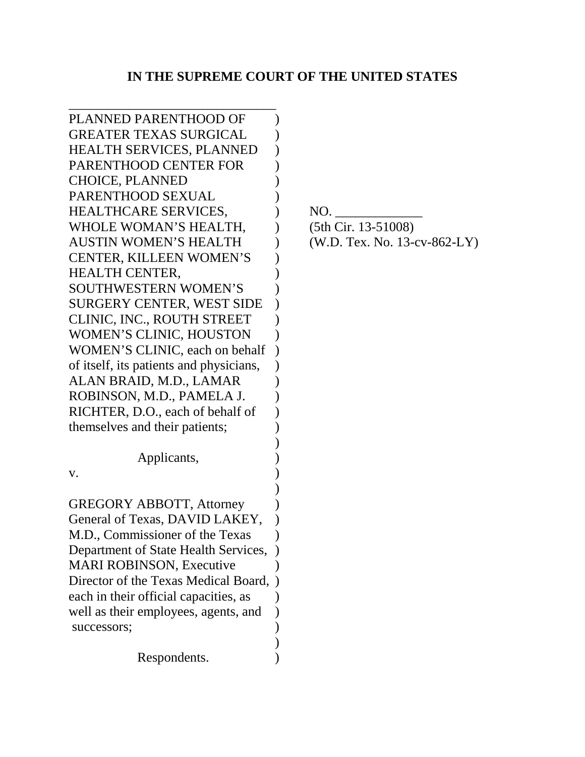# IN THE SUPREME COURT OF THE UNITED STATES

PLANNED PARENTHOOD OF GREATER TEXAS SURGICAL HEALTH SERVICES, PLANNED PARENTHOOD CENTER FOR CHOICE, PLANNED PARENTHOOD SEXUAL HEALTHCARE SERVICES, WHOLE WOMAN'S HEALTH, AUSTIN WOMEN'S HEALTH CENTER, KILLEEN WOMEN'S HEALTH CENTER, SOUTHWESTERN WOMEN'S SURGERY CENTER, WEST SIDE CLINIC, INC., ROUTH STREET WOMEN'S CLINIC, HOUSTON WOMEN'S CLINIC, each on behalf of itself, its patients and physicians, ALAN BRAID, M.D., LAMAR ROBINSON, M.D., PAMELA J. RICHTER, D.O., each of behalf of themselves and their patients;

Applicants,

v.

GREGORY ABBOTT, Attorney General of Texas, DAVID LAKEY, M.D., Commissioner of the Texas Department of State Health Services, MARI ROBINSON, Executive Director of the Texas Medical Board, each in their official capacities, as well as their employees, agents, and successors;

Respondents.

NO. _____________
(5th Cir. 13-51008)
(W.D. Tex. No. 13-cv-862-LY)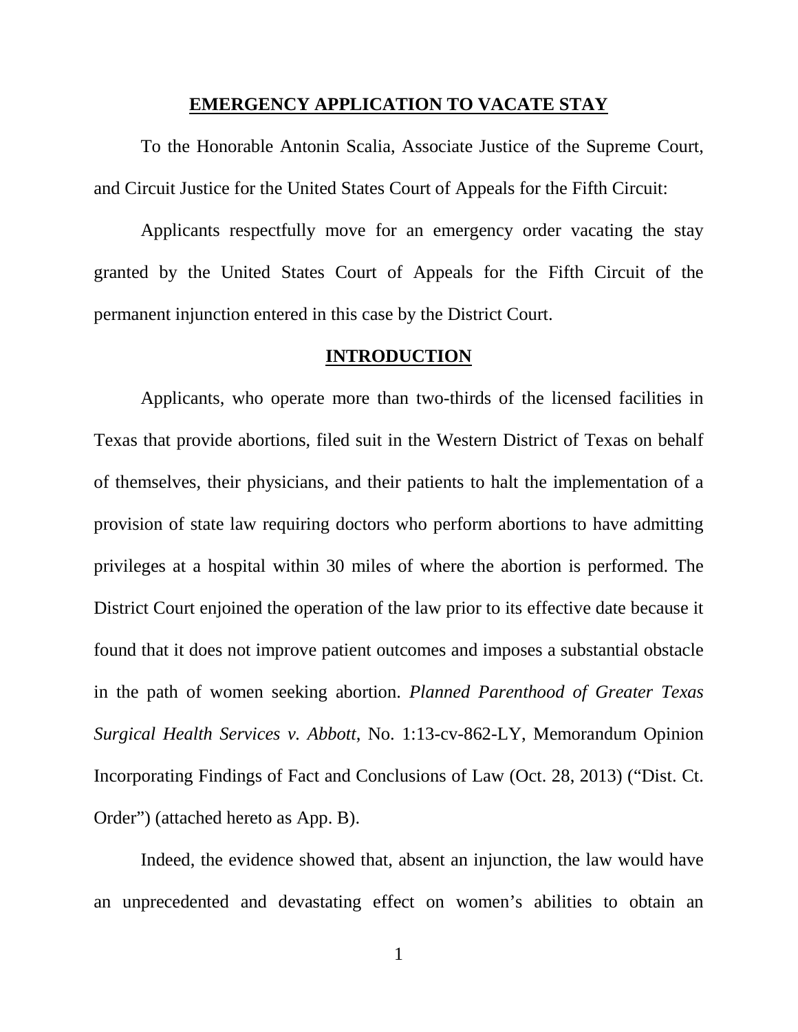## EMERGENCY APPLICATION TO VACATE STAY

To the Honorable Antonin Scalia, Associate Justice of the Supreme Court, and Circuit Justice for the United States Court of Appeals for the Fifth Circuit:

Applicants respectfully move for an emergency order vacating the stay granted by the United States Court of Appeals for the Fifth Circuit of the permanent injunction entered in this case by the District Court.

## INTRODUCTION

Applicants, who operate more than two-thirds of the licensed facilities in Texas that provide abortions, filed suit in the Western District of Texas on behalf of themselves, their physicians, and their patients to halt the implementation of a provision of state law requiring doctors who perform abortions to have admitting privileges at a hospital within 30 miles of where the abortion is performed. The District Court enjoined the operation of the law prior to its effective date because it found that it does not improve patient outcomes and imposes a substantial obstacle in the path of women seeking abortion. *Planned Parenthood of Greater Texas Surgical Health Services v. Abbott*, No. 1:13-cv-862-LY, Memorandum Opinion Incorporating Findings of Fact and Conclusions of Law (Oct. 28, 2013) ("Dist. Ct. Order") (attached hereto as App. B).

Indeed, the evidence showed that, absent an injunction, the law would have an unprecedented and devastating effect on women's abilities to obtain an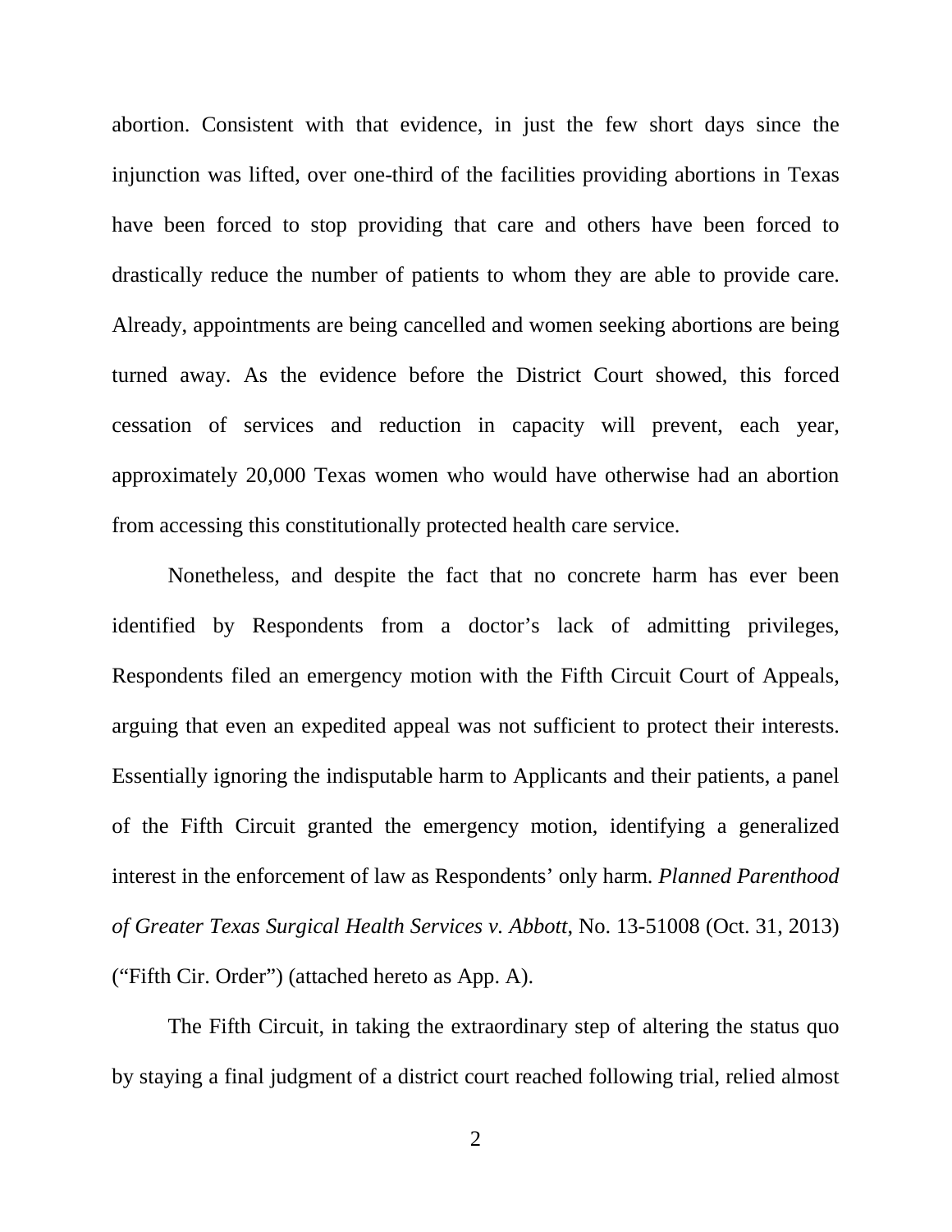abortion. Consistent with that evidence, in just the few short days since the injunction was lifted, over one-third of the facilities providing abortions in Texas have been forced to stop providing that care and others have been forced to drastically reduce the number of patients to whom they are able to provide care. Already, appointments are being cancelled and women seeking abortions are being turned away. As the evidence before the District Court showed, this forced cessation of services and reduction in capacity will prevent, each year, approximately 20,000 Texas women who would have otherwise had an abortion from accessing this constitutionally protected health care service.

Nonetheless, and despite the fact that no concrete harm has ever been identified by Respondents from a doctor's lack of admitting privileges, Respondents filed an emergency motion with the Fifth Circuit Court of Appeals, arguing that even an expedited appeal was not sufficient to protect their interests. Essentially ignoring the indisputable harm to Applicants and their patients, a panel of the Fifth Circuit granted the emergency motion, identifying a generalized interest in the enforcement of law as Respondents' only harm. *Planned Parenthood of Greater Texas Surgical Health Services v. Abbott*, No. 13-51008 (Oct. 31, 2013) ("Fifth Cir. Order") (attached hereto as App. A).

The Fifth Circuit, in taking the extraordinary step of altering the status quo by staying a final judgment of a district court reached following trial, relied almost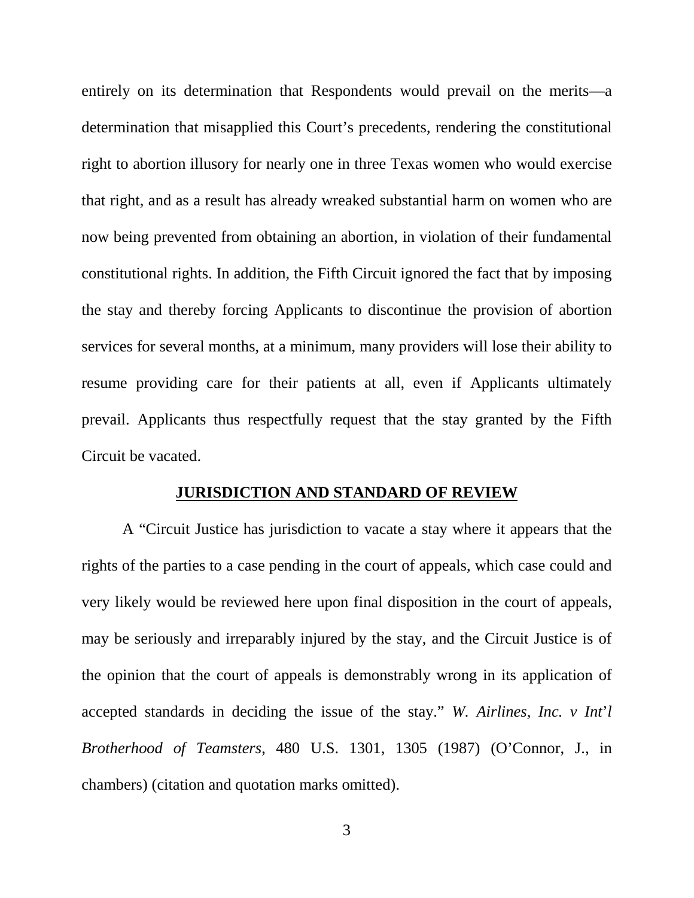entirely on its determination that Respondents would prevail on the merits—a determination that misapplied this Court's precedents, rendering the constitutional right to abortion illusory for nearly one in three Texas women who would exercise that right, and as a result has already wreaked substantial harm on women who are now being prevented from obtaining an abortion, in violation of their fundamental constitutional rights. In addition, the Fifth Circuit ignored the fact that by imposing the stay and thereby forcing Applicants to discontinue the provision of abortion services for several months, at a minimum, many providers will lose their ability to resume providing care for their patients at all, even if Applicants ultimately prevail. Applicants thus respectfully request that the stay granted by the Fifth Circuit be vacated.

## JURISDICTION AND STANDARD OF REVIEW

A "Circuit Justice has jurisdiction to vacate a stay where it appears that the rights of the parties to a case pending in the court of appeals, which case could and very likely would be reviewed here upon final disposition in the court of appeals, may be seriously and irreparably injured by the stay, and the Circuit Justice is of the opinion that the court of appeals is demonstrably wrong in its application of accepted standards in deciding the issue of the stay." *W. Airlines, Inc. v Int'l Brotherhood of Teamsters*, 480 U.S. 1301, 1305 (1987) (O'Connor, J., in chambers) (citation and quotation marks omitted).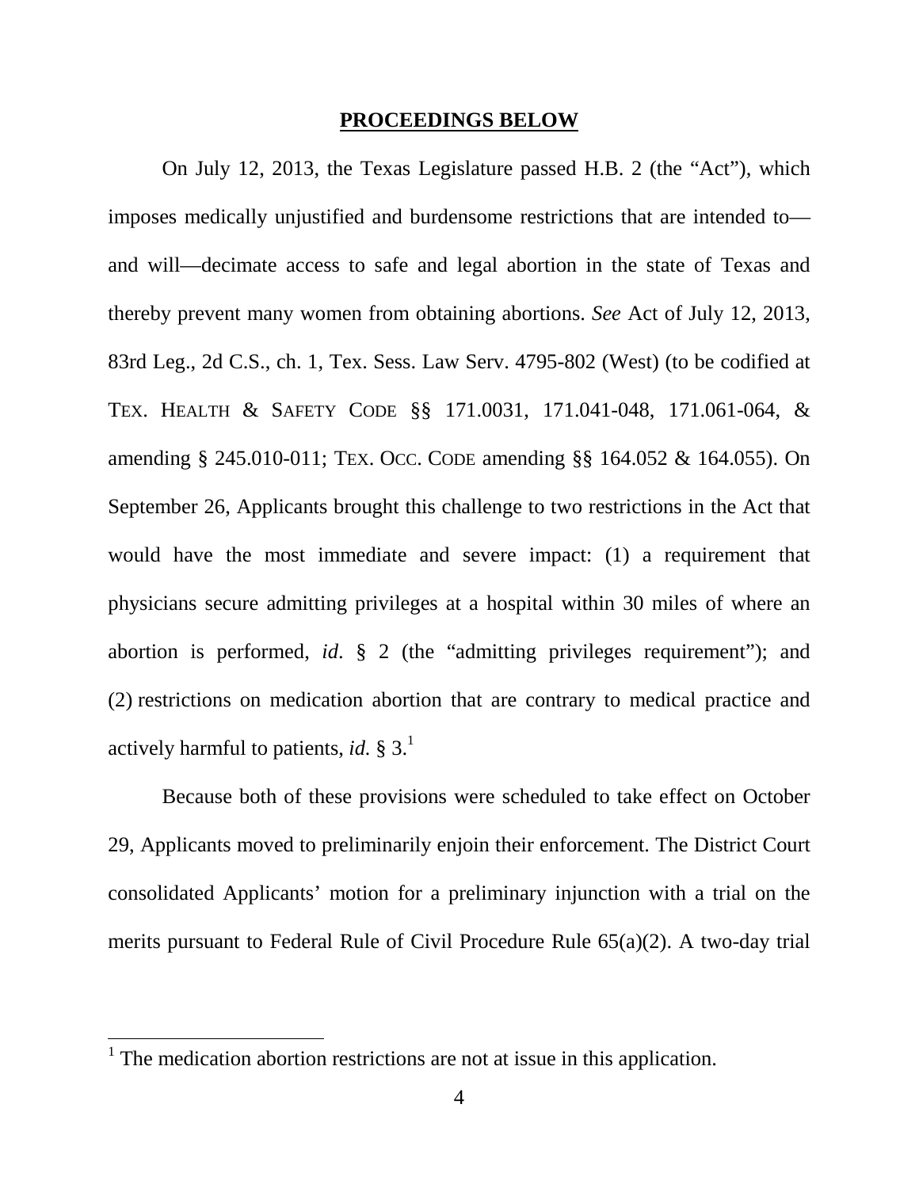## PROCEEDINGS BELOW

On July 12, 2013, the Texas Legislature passed H.B. 2 (the "Act"), which imposes medically unjustified and burdensome restrictions that are intended to—and will—decimate access to safe and legal abortion in the state of Texas and thereby prevent many women from obtaining abortions. *See* Act of July 12, 2013, 83rd Leg., 2d C.S., ch. 1, Tex. Sess. Law Serv. 4795-802 (West) (to be codified at TEX. HEALTH & SAFETY CODE §§ 171.0031, 171.041-048, 171.061-064, & amending § 245.010-011; TEX. OCC. CODE amending §§ 164.052 & 164.055). On September 26, Applicants brought this challenge to two restrictions in the Act that would have the most immediate and severe impact: (1) a requirement that physicians secure admitting privileges at a hospital within 30 miles of where an abortion is performed, *id*. § 2 (the "admitting privileges requirement"); and (2) restrictions on medication abortion that are contrary to medical practice and actively harmful to patients, *id.* § 3.[1]

Because both of these provisions were scheduled to take effect on October 29, Applicants moved to preliminarily enjoin their enforcement. The District Court consolidated Applicants' motion for a preliminary injunction with a trial on the merits pursuant to Federal Rule of Civil Procedure Rule 65(a)(2). A two-day trial

[1] The medication abortion restrictions are not at issue in this application.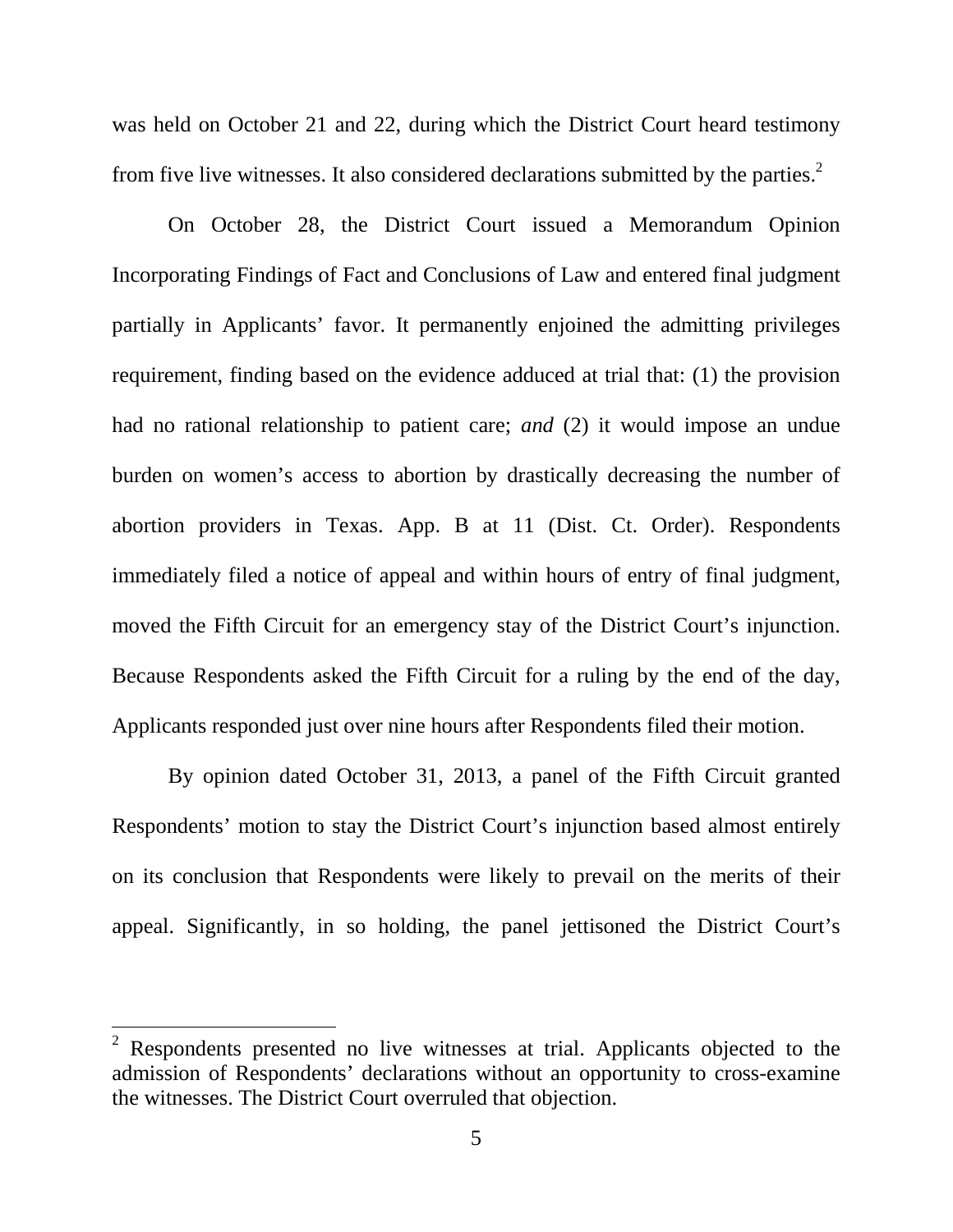was held on October 21 and 22, during which the District Court heard testimony from five live witnesses. It also considered declarations submitted by the parties.[2]

On October 28, the District Court issued a Memorandum Opinion Incorporating Findings of Fact and Conclusions of Law and entered final judgment partially in Applicants' favor. It permanently enjoined the admitting privileges requirement, finding based on the evidence adduced at trial that: (1) the provision had no rational relationship to patient care; *and* (2) it would impose an undue burden on women's access to abortion by drastically decreasing the number of abortion providers in Texas. App. B at 11 (Dist. Ct. Order). Respondents immediately filed a notice of appeal and within hours of entry of final judgment, moved the Fifth Circuit for an emergency stay of the District Court's injunction. Because Respondents asked the Fifth Circuit for a ruling by the end of the day, Applicants responded just over nine hours after Respondents filed their motion.

By opinion dated October 31, 2013, a panel of the Fifth Circuit granted Respondents' motion to stay the District Court's injunction based almost entirely on its conclusion that Respondents were likely to prevail on the merits of their appeal. Significantly, in so holding, the panel jettisoned the District Court's

---

[2] Respondents presented no live witnesses at trial. Applicants objected to the admission of Respondents' declarations without an opportunity to cross-examine the witnesses. The District Court overruled that objection.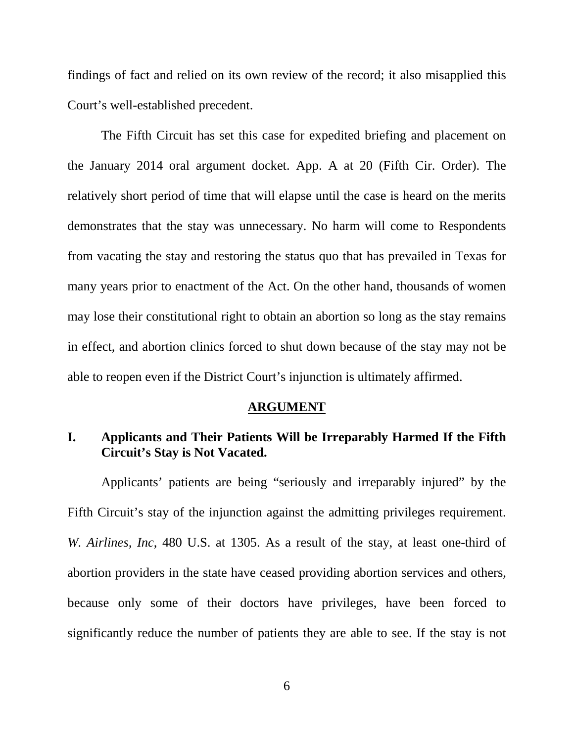findings of fact and relied on its own review of the record; it also misapplied this Court's well-established precedent.

The Fifth Circuit has set this case for expedited briefing and placement on the January 2014 oral argument docket. App. A at 20 (Fifth Cir. Order). The relatively short period of time that will elapse until the case is heard on the merits demonstrates that the stay was unnecessary. No harm will come to Respondents from vacating the stay and restoring the status quo that has prevailed in Texas for many years prior to enactment of the Act. On the other hand, thousands of women may lose their constitutional right to obtain an abortion so long as the stay remains in effect, and abortion clinics forced to shut down because of the stay may not be able to reopen even if the District Court's injunction is ultimately affirmed.

## ARGUMENT

### I. Applicants and Their Patients Will be Irreparably Harmed If the Fifth Circuit's Stay is Not Vacated.

Applicants' patients are being "seriously and irreparably injured" by the Fifth Circuit's stay of the injunction against the admitting privileges requirement. *W. Airlines, Inc*, 480 U.S. at 1305. As a result of the stay, at least one-third of abortion providers in the state have ceased providing abortion services and others, because only some of their doctors have privileges, have been forced to significantly reduce the number of patients they are able to see. If the stay is not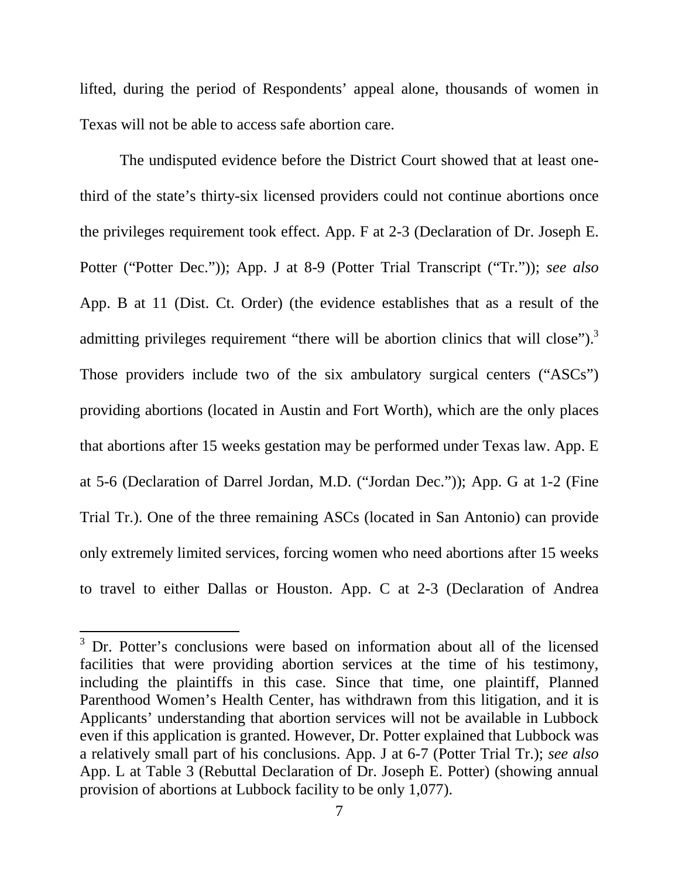lifted, during the period of Respondents' appeal alone, thousands of women in Texas will not be able to access safe abortion care.

The undisputed evidence before the District Court showed that at least one-third of the state's thirty-six licensed providers could not continue abortions once the privileges requirement took effect. App. F at 2-3 (Declaration of Dr. Joseph E. Potter ("Potter Dec.")); App. J at 8-9 (Potter Trial Transcript ("Tr.")); *see also* App. B at 11 (Dist. Ct. Order) (the evidence establishes that as a result of the admitting privileges requirement "there will be abortion clinics that will close").[3] Those providers include two of the six ambulatory surgical centers ("ASCs") providing abortions (located in Austin and Fort Worth), which are the only places that abortions after 15 weeks gestation may be performed under Texas law. App. E at 5-6 (Declaration of Darrel Jordan, M.D. ("Jordan Dec.")); App. G at 1-2 (Fine Trial Tr.). One of the three remaining ASCs (located in San Antonio) can provide only extremely limited services, forcing women who need abortions after 15 weeks to travel to either Dallas or Houston. App. C at 2-3 (Declaration of Andrea

[3] Dr. Potter's conclusions were based on information about all of the licensed facilities that were providing abortion services at the time of his testimony, including the plaintiffs in this case. Since that time, one plaintiff, Planned Parenthood Women's Health Center, has withdrawn from this litigation, and it is Applicants' understanding that abortion services will not be available in Lubbock even if this application is granted. However, Dr. Potter explained that Lubbock was a relatively small part of his conclusions. App. J at 6-7 (Potter Trial Tr.); *see also* App. L at Table 3 (Rebuttal Declaration of Dr. Joseph E. Potter) (showing annual provision of abortions at Lubbock facility to be only 1,077).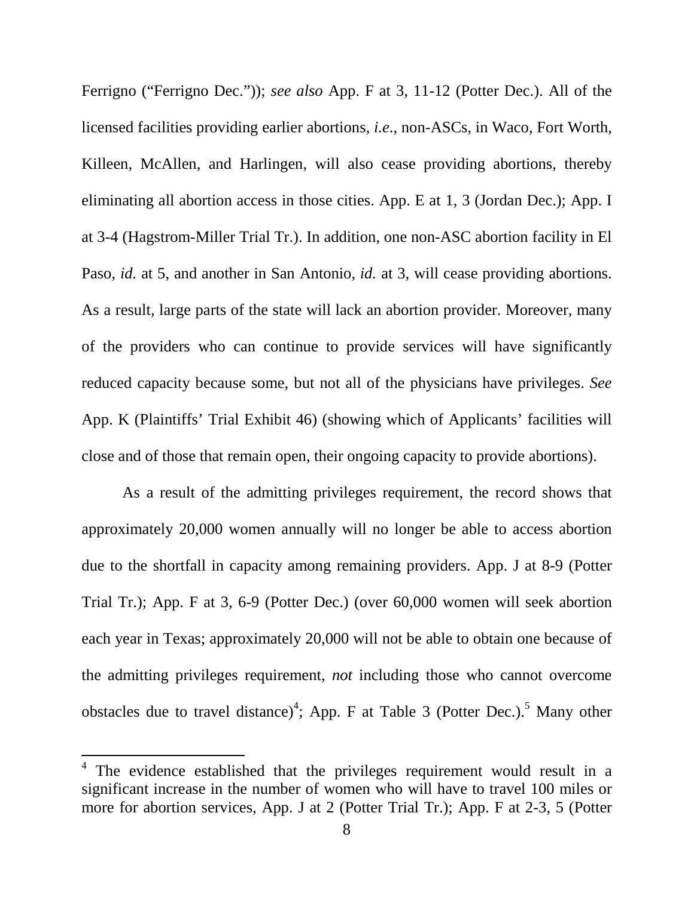Ferrigno ("Ferrigno Dec.")); *see also* App. F at 3, 11-12 (Potter Dec.). All of the licensed facilities providing earlier abortions, *i.e*., non-ASCs, in Waco, Fort Worth, Killeen, McAllen, and Harlingen, will also cease providing abortions, thereby eliminating all abortion access in those cities. App. E at 1, 3 (Jordan Dec.); App. I at 3-4 (Hagstrom-Miller Trial Tr.). In addition, one non-ASC abortion facility in El Paso, *id.* at 5, and another in San Antonio, *id.* at 3, will cease providing abortions. As a result, large parts of the state will lack an abortion provider. Moreover, many of the providers who can continue to provide services will have significantly reduced capacity because some, but not all of the physicians have privileges. *See* App. K (Plaintiffs' Trial Exhibit 46) (showing which of Applicants' facilities will close and of those that remain open, their ongoing capacity to provide abortions).

As a result of the admitting privileges requirement, the record shows that approximately 20,000 women annually will no longer be able to access abortion due to the shortfall in capacity among remaining providers. App. J at 8-9 (Potter Trial Tr.); App. F at 3, 6-9 (Potter Dec.) (over 60,000 women will seek abortion each year in Texas; approximately 20,000 will not be able to obtain one because of the admitting privileges requirement, *not* including those who cannot overcome obstacles due to travel distance)[4]; App. F at Table 3 (Potter Dec.).[5] Many other

[4] The evidence established that the privileges requirement would result in a significant increase in the number of women who will have to travel 100 miles or more for abortion services, App. J at 2 (Potter Trial Tr.); App. F at 2-3, 5 (Potter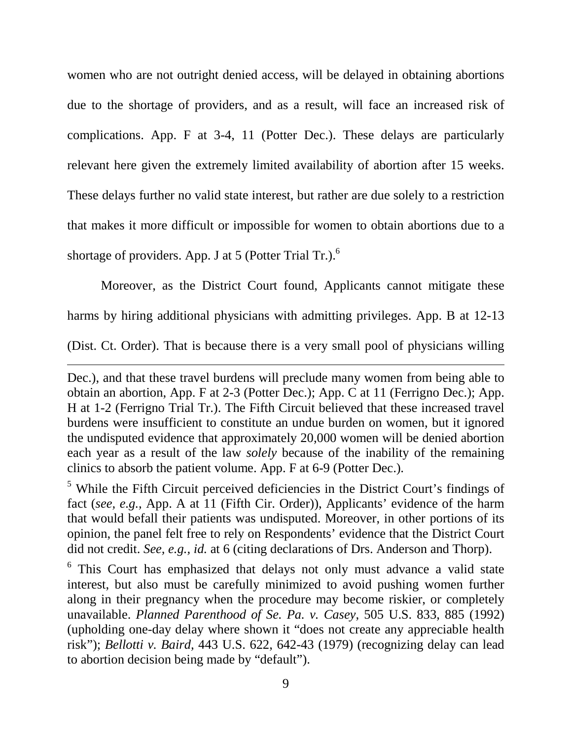women who are not outright denied access, will be delayed in obtaining abortions due to the shortage of providers, and as a result, will face an increased risk of complications. App. F at 3-4, 11 (Potter Dec.). These delays are particularly relevant here given the extremely limited availability of abortion after 15 weeks. These delays further no valid state interest, but rather are due solely to a restriction that makes it more difficult or impossible for women to obtain abortions due to a shortage of providers. App. J at 5 (Potter Trial Tr.).[6]

Moreover, as the District Court found, Applicants cannot mitigate these harms by hiring additional physicians with admitting privileges. App. B at 12-13 (Dist. Ct. Order). That is because there is a very small pool of physicians willing

---

Dec.), and that these travel burdens will preclude many women from being able to obtain an abortion, App. F at 2-3 (Potter Dec.); App. C at 11 (Ferrigno Dec.); App. H at 1-2 (Ferrigno Trial Tr.). The Fifth Circuit believed that these increased travel burdens were insufficient to constitute an undue burden on women, but it ignored the undisputed evidence that approximately 20,000 women will be denied abortion each year as a result of the law *solely* because of the inability of the remaining clinics to absorb the patient volume. App. F at 6-9 (Potter Dec.).

[5] While the Fifth Circuit perceived deficiencies in the District Court's findings of fact (*see, e.g.,* App. A at 11 (Fifth Cir. Order)), Applicants' evidence of the harm that would befall their patients was undisputed. Moreover, in other portions of its opinion, the panel felt free to rely on Respondents' evidence that the District Court did not credit. *See, e.g., id.* at 6 (citing declarations of Drs. Anderson and Thorp).

[6] This Court has emphasized that delays not only must advance a valid state interest, but also must be carefully minimized to avoid pushing women further along in their pregnancy when the procedure may become riskier, or completely unavailable. *Planned Parenthood of Se. Pa. v. Casey*, 505 U.S. 833, 885 (1992) (upholding one-day delay where shown it "does not create any appreciable health risk"); *Bellotti v. Baird*, 443 U.S. 622, 642-43 (1979) (recognizing delay can lead to abortion decision being made by "default").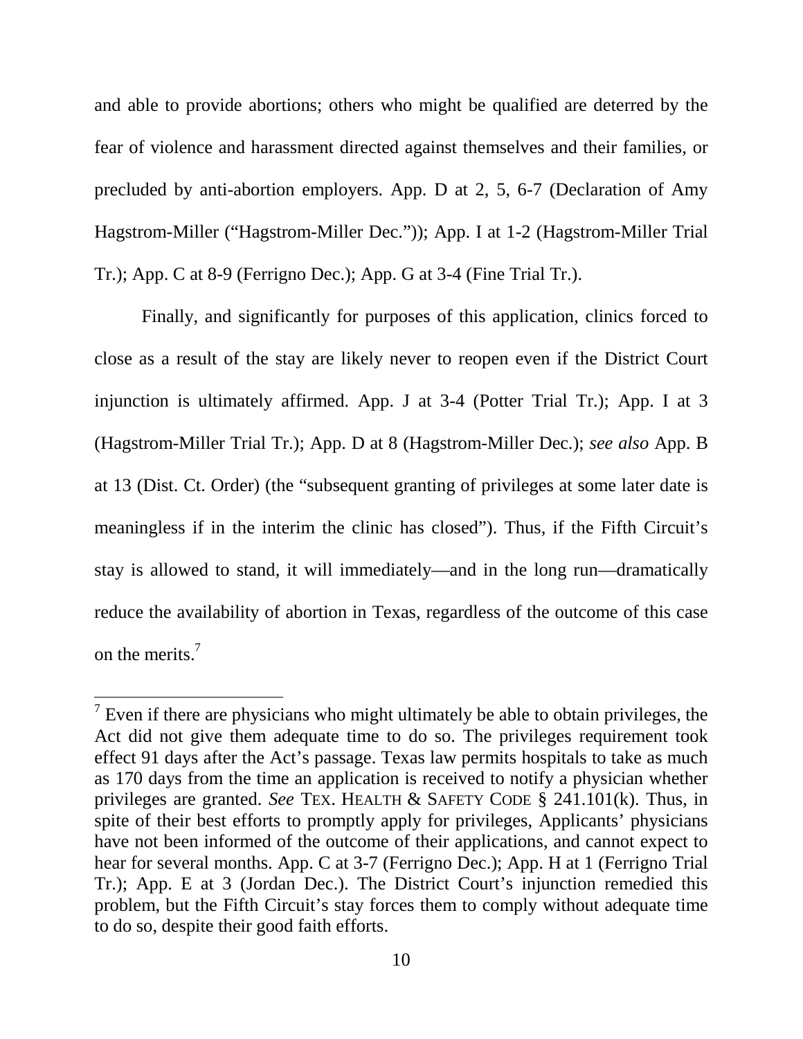and able to provide abortions; others who might be qualified are deterred by the fear of violence and harassment directed against themselves and their families, or precluded by anti-abortion employers. App. D at 2, 5, 6-7 (Declaration of Amy Hagstrom-Miller ("Hagstrom-Miller Dec.")); App. I at 1-2 (Hagstrom-Miller Trial Tr.); App. C at 8-9 (Ferrigno Dec.); App. G at 3-4 (Fine Trial Tr.).

Finally, and significantly for purposes of this application, clinics forced to close as a result of the stay are likely never to reopen even if the District Court injunction is ultimately affirmed. App. J at 3-4 (Potter Trial Tr.); App. I at 3 (Hagstrom-Miller Trial Tr.); App. D at 8 (Hagstrom-Miller Dec.); *see also* App. B at 13 (Dist. Ct. Order) (the "subsequent granting of privileges at some later date is meaningless if in the interim the clinic has closed"). Thus, if the Fifth Circuit's stay is allowed to stand, it will immediately—and in the long run—dramatically reduce the availability of abortion in Texas, regardless of the outcome of this case on the merits.[7]

[7] Even if there are physicians who might ultimately be able to obtain privileges, the Act did not give them adequate time to do so. The privileges requirement took effect 91 days after the Act's passage. Texas law permits hospitals to take as much as 170 days from the time an application is received to notify a physician whether privileges are granted. *See* TEX. HEALTH & SAFETY CODE § 241.101(k). Thus, in spite of their best efforts to promptly apply for privileges, Applicants' physicians have not been informed of the outcome of their applications, and cannot expect to hear for several months. App. C at 3-7 (Ferrigno Dec.); App. H at 1 (Ferrigno Trial Tr.); App. E at 3 (Jordan Dec.). The District Court's injunction remedied this problem, but the Fifth Circuit's stay forces them to comply without adequate time to do so, despite their good faith efforts.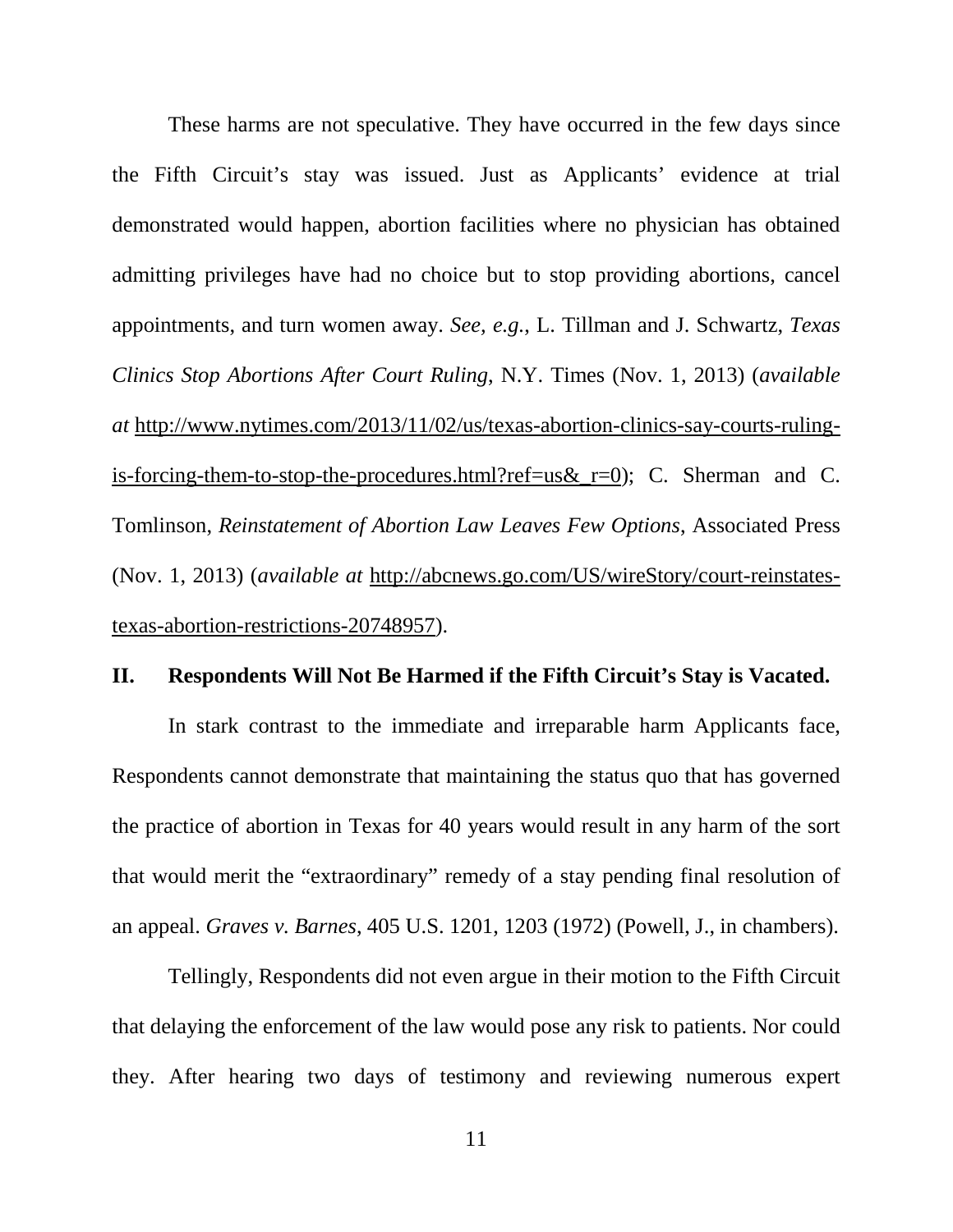These harms are not speculative. They have occurred in the few days since the Fifth Circuit's stay was issued. Just as Applicants' evidence at trial demonstrated would happen, abortion facilities where no physician has obtained admitting privileges have had no choice but to stop providing abortions, cancel appointments, and turn women away. *See, e.g.*, L. Tillman and J. Schwartz, *Texas Clinics Stop Abortions After Court Ruling*, N.Y. Times (Nov. 1, 2013) (*available at* http://www.nytimes.com/2013/11/02/us/texas-abortion-clinics-say-courts-ruling-is-forcing-them-to-stop-the-procedures.html?ref=us&_r=0); C. Sherman and C. Tomlinson, *Reinstatement of Abortion Law Leaves Few Options*, Associated Press (Nov. 1, 2013) (*available at* http://abcnews.go.com/US/wireStory/court-reinstates-texas-abortion-restrictions-20748957).

## II. Respondents Will Not Be Harmed if the Fifth Circuit's Stay is Vacated.

In stark contrast to the immediate and irreparable harm Applicants face, Respondents cannot demonstrate that maintaining the status quo that has governed the practice of abortion in Texas for 40 years would result in any harm of the sort that would merit the "extraordinary" remedy of a stay pending final resolution of an appeal. *Graves v. Barnes*, 405 U.S. 1201, 1203 (1972) (Powell, J., in chambers).

Tellingly, Respondents did not even argue in their motion to the Fifth Circuit that delaying the enforcement of the law would pose any risk to patients. Nor could they. After hearing two days of testimony and reviewing numerous expert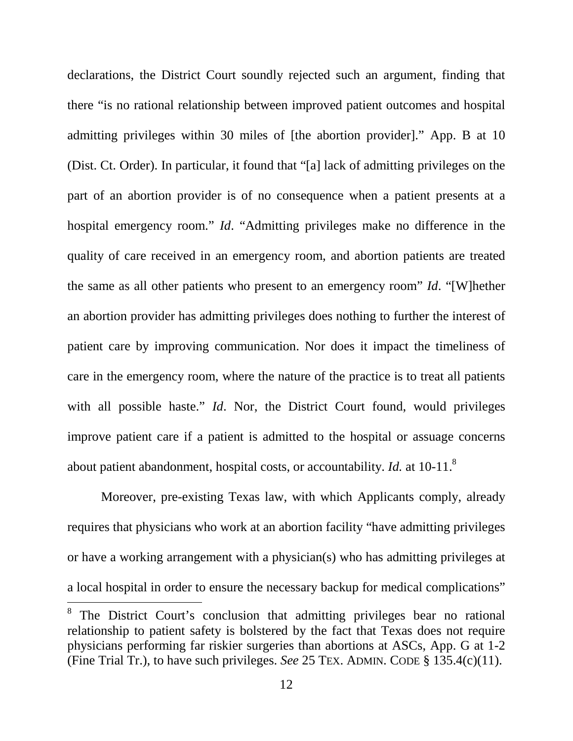declarations, the District Court soundly rejected such an argument, finding that there "is no rational relationship between improved patient outcomes and hospital admitting privileges within 30 miles of [the abortion provider]." App. B at 10 (Dist. Ct. Order). In particular, it found that "[a] lack of admitting privileges on the part of an abortion provider is of no consequence when a patient presents at a hospital emergency room." *Id*. "Admitting privileges make no difference in the quality of care received in an emergency room, and abortion patients are treated the same as all other patients who present to an emergency room" *Id*. "[W]hether an abortion provider has admitting privileges does nothing to further the interest of patient care by improving communication. Nor does it impact the timeliness of care in the emergency room, where the nature of the practice is to treat all patients with all possible haste." *Id*. Nor, the District Court found, would privileges improve patient care if a patient is admitted to the hospital or assuage concerns about patient abandonment, hospital costs, or accountability. *Id.* at 10-11.[8]

Moreover, pre-existing Texas law, with which Applicants comply, already requires that physicians who work at an abortion facility "have admitting privileges or have a working arrangement with a physician(s) who has admitting privileges at a local hospital in order to ensure the necessary backup for medical complications"

---

[8] The District Court's conclusion that admitting privileges bear no rational relationship to patient safety is bolstered by the fact that Texas does not require physicians performing far riskier surgeries than abortions at ASCs, App. G at 1-2 (Fine Trial Tr.), to have such privileges. *See* 25 TEX. ADMIN. CODE § 135.4(c)(11).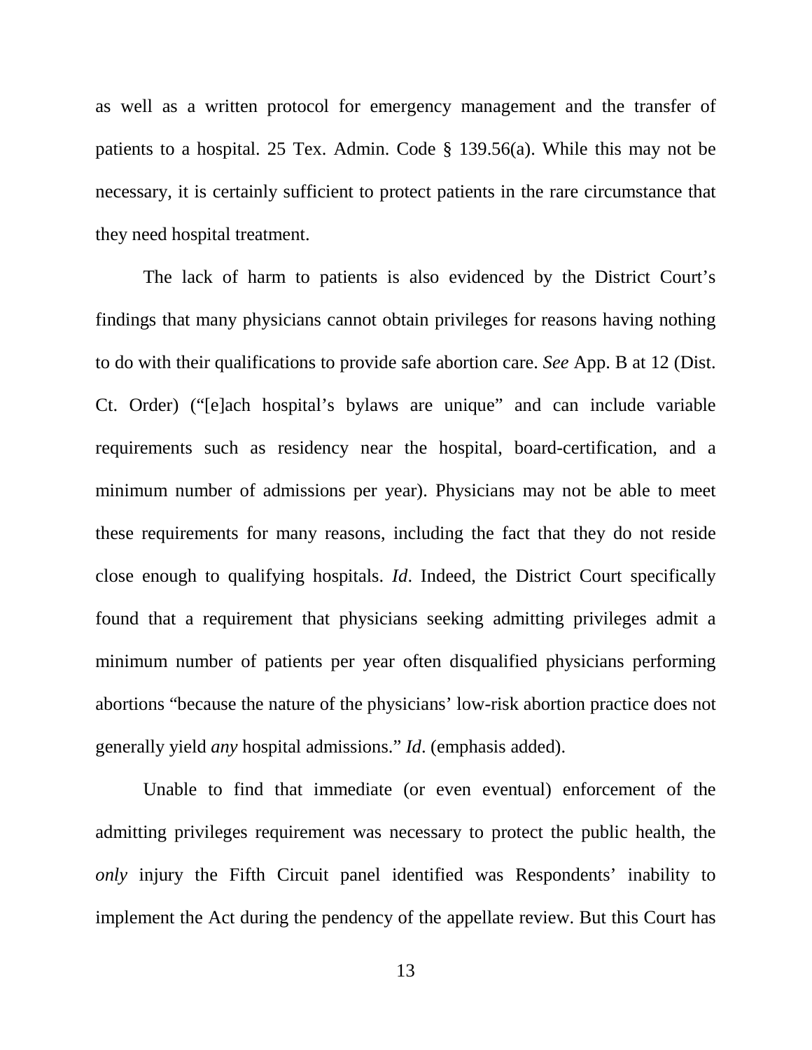as well as a written protocol for emergency management and the transfer of patients to a hospital. 25 Tex. Admin. Code § 139.56(a). While this may not be necessary, it is certainly sufficient to protect patients in the rare circumstance that they need hospital treatment.

The lack of harm to patients is also evidenced by the District Court's findings that many physicians cannot obtain privileges for reasons having nothing to do with their qualifications to provide safe abortion care. *See* App. B at 12 (Dist. Ct. Order) ("[e]ach hospital's bylaws are unique" and can include variable requirements such as residency near the hospital, board-certification, and a minimum number of admissions per year). Physicians may not be able to meet these requirements for many reasons, including the fact that they do not reside close enough to qualifying hospitals. *Id*. Indeed, the District Court specifically found that a requirement that physicians seeking admitting privileges admit a minimum number of patients per year often disqualified physicians performing abortions "because the nature of the physicians' low-risk abortion practice does not generally yield *any* hospital admissions." *Id*. (emphasis added).

Unable to find that immediate (or even eventual) enforcement of the admitting privileges requirement was necessary to protect the public health, the *only* injury the Fifth Circuit panel identified was Respondents' inability to implement the Act during the pendency of the appellate review. But this Court has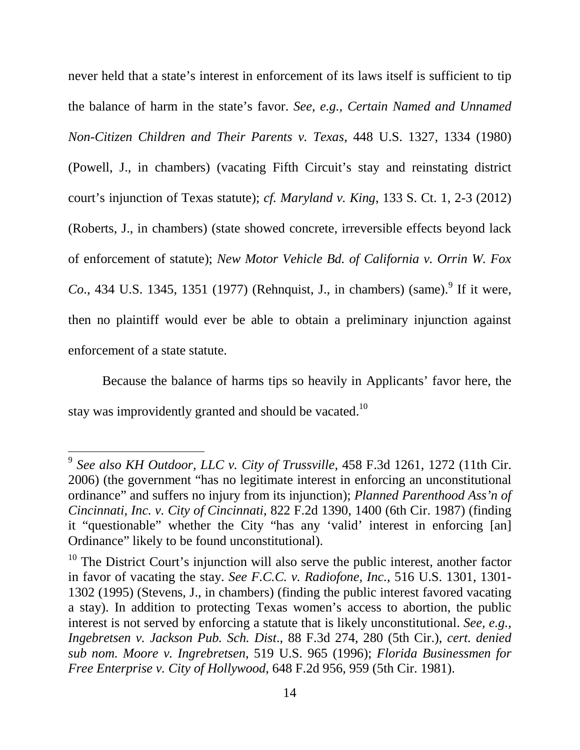never held that a state's interest in enforcement of its laws itself is sufficient to tip the balance of harm in the state's favor. *See, e.g.*, *Certain Named and Unnamed Non-Citizen Children and Their Parents v. Texas*, 448 U.S. 1327, 1334 (1980) (Powell, J., in chambers) (vacating Fifth Circuit's stay and reinstating district court's injunction of Texas statute); *cf. Maryland v. King*, 133 S. Ct. 1, 2-3 (2012) (Roberts, J., in chambers) (state showed concrete, irreversible effects beyond lack of enforcement of statute); *New Motor Vehicle Bd. of California v. Orrin W. Fox Co.*, 434 U.S. 1345, 1351 (1977) (Rehnquist, J., in chambers) (same).[9] If it were, then no plaintiff would ever be able to obtain a preliminary injunction against enforcement of a state statute.

Because the balance of harms tips so heavily in Applicants' favor here, the stay was improvidently granted and should be vacated.[10]

---

[9] *See also KH Outdoor, LLC v. City of Trussville*, 458 F.3d 1261, 1272 (11th Cir. 2006) (the government "has no legitimate interest in enforcing an unconstitutional ordinance" and suffers no injury from its injunction); *Planned Parenthood Ass'n of Cincinnati, Inc. v. City of Cincinnati*, 822 F.2d 1390, 1400 (6th Cir. 1987) (finding it "questionable" whether the City "has any 'valid' interest in enforcing [an] Ordinance" likely to be found unconstitutional).

[10] The District Court's injunction will also serve the public interest, another factor in favor of vacating the stay. *See F.C.C. v. Radiofone, Inc.*, 516 U.S. 1301, 1301-1302 (1995) (Stevens, J., in chambers) (finding the public interest favored vacating a stay). In addition to protecting Texas women's access to abortion, the public interest is not served by enforcing a statute that is likely unconstitutional. *See, e.g.*, *Ingebretsen v. Jackson Pub. Sch. Dist*., 88 F.3d 274, 280 (5th Cir.), *cert. denied sub nom. Moore v. Ingrebretsen*, 519 U.S. 965 (1996); *Florida Businessmen for Free Enterprise v. City of Hollywood*, 648 F.2d 956, 959 (5th Cir. 1981).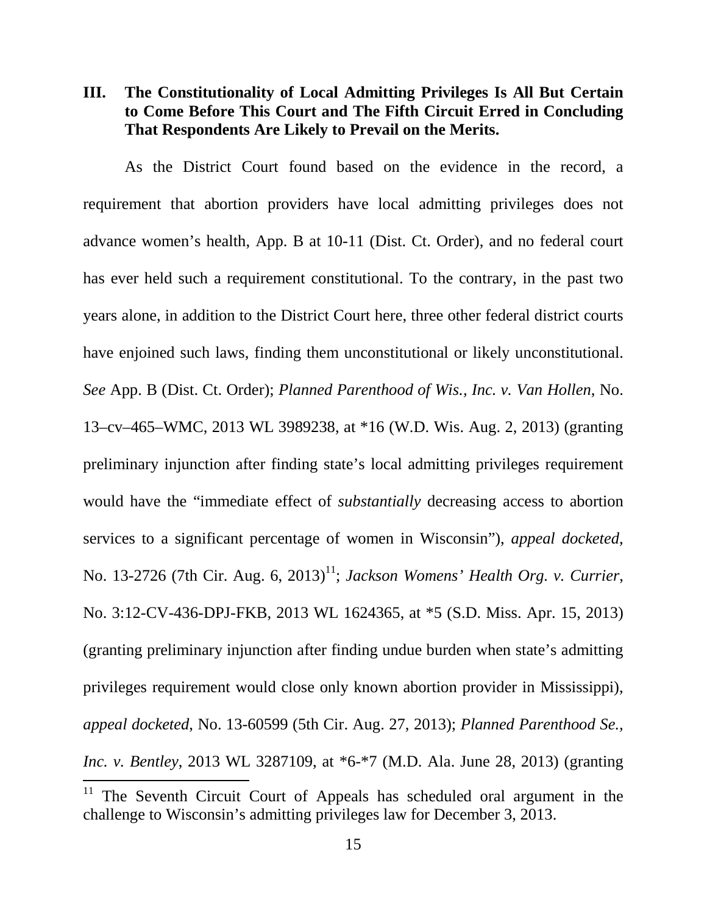## III. The Constitutionality of Local Admitting Privileges Is All But Certain to Come Before This Court and The Fifth Circuit Erred in Concluding That Respondents Are Likely to Prevail on the Merits.

As the District Court found based on the evidence in the record, a requirement that abortion providers have local admitting privileges does not advance women's health, App. B at 10-11 (Dist. Ct. Order), and no federal court has ever held such a requirement constitutional. To the contrary, in the past two years alone, in addition to the District Court here, three other federal district courts have enjoined such laws, finding them unconstitutional or likely unconstitutional. *See* App. B (Dist. Ct. Order); *Planned Parenthood of Wis., Inc. v. Van Hollen*, No. 13–cv–465–WMC, 2013 WL 3989238, at *16 (W.D. Wis. Aug. 2, 2013) (granting preliminary injunction after finding state's local admitting privileges requirement would have the "immediate effect of *substantially* decreasing access to abortion services to a significant percentage of women in Wisconsin"), *appeal docketed*, No. 13-2726 (7th Cir. Aug. 6, 2013)[11]; *Jackson Womens' Health Org. v. Currier*, No. 3:12-CV-436-DPJ-FKB, 2013 WL 1624365, at *5 (S.D. Miss. Apr. 15, 2013) (granting preliminary injunction after finding undue burden when state's admitting privileges requirement would close only known abortion provider in Mississippi), *appeal docketed*, No. 13-60599 (5th Cir. Aug. 27, 2013); *Planned Parenthood Se., Inc. v. Bentley*, 2013 WL 3287109, at *6-*7 (M.D. Ala. June 28, 2013) (granting

[11] The Seventh Circuit Court of Appeals has scheduled oral argument in the challenge to Wisconsin's admitting privileges law for December 3, 2013.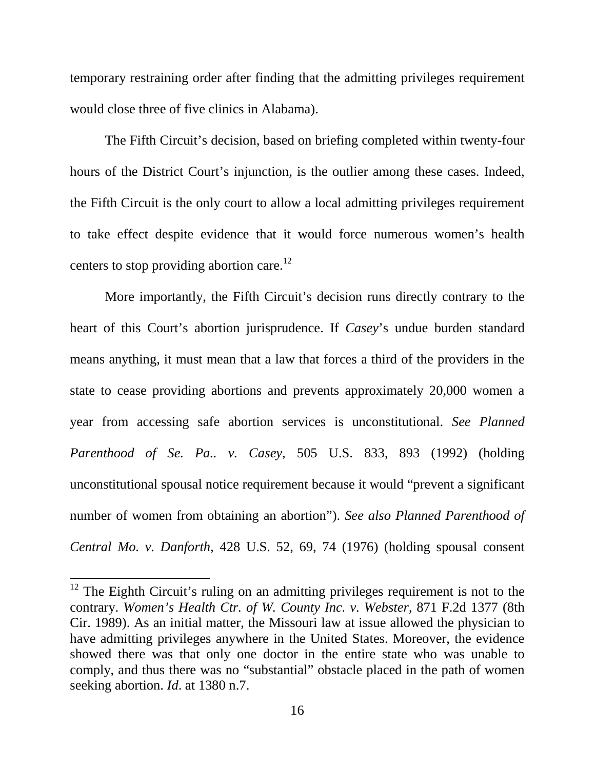temporary restraining order after finding that the admitting privileges requirement would close three of five clinics in Alabama).

The Fifth Circuit's decision, based on briefing completed within twenty-four hours of the District Court's injunction, is the outlier among these cases. Indeed, the Fifth Circuit is the only court to allow a local admitting privileges requirement to take effect despite evidence that it would force numerous women's health centers to stop providing abortion care.[12]

More importantly, the Fifth Circuit's decision runs directly contrary to the heart of this Court's abortion jurisprudence. If *Casey*'s undue burden standard means anything, it must mean that a law that forces a third of the providers in the state to cease providing abortions and prevents approximately 20,000 women a year from accessing safe abortion services is unconstitutional. *See Planned Parenthood of Se. Pa.. v. Casey*, 505 U.S. 833, 893 (1992) (holding unconstitutional spousal notice requirement because it would "prevent a significant number of women from obtaining an abortion"). *See also Planned Parenthood of Central Mo. v. Danforth*, 428 U.S. 52, 69, 74 (1976) (holding spousal consent

---

[12] The Eighth Circuit's ruling on an admitting privileges requirement is not to the contrary. *Women's Health Ctr. of W. County Inc. v. Webster*, 871 F.2d 1377 (8th Cir. 1989). As an initial matter, the Missouri law at issue allowed the physician to have admitting privileges anywhere in the United States. Moreover, the evidence showed there was that only one doctor in the entire state who was unable to comply, and thus there was no "substantial" obstacle placed in the path of women seeking abortion. *Id*. at 1380 n.7.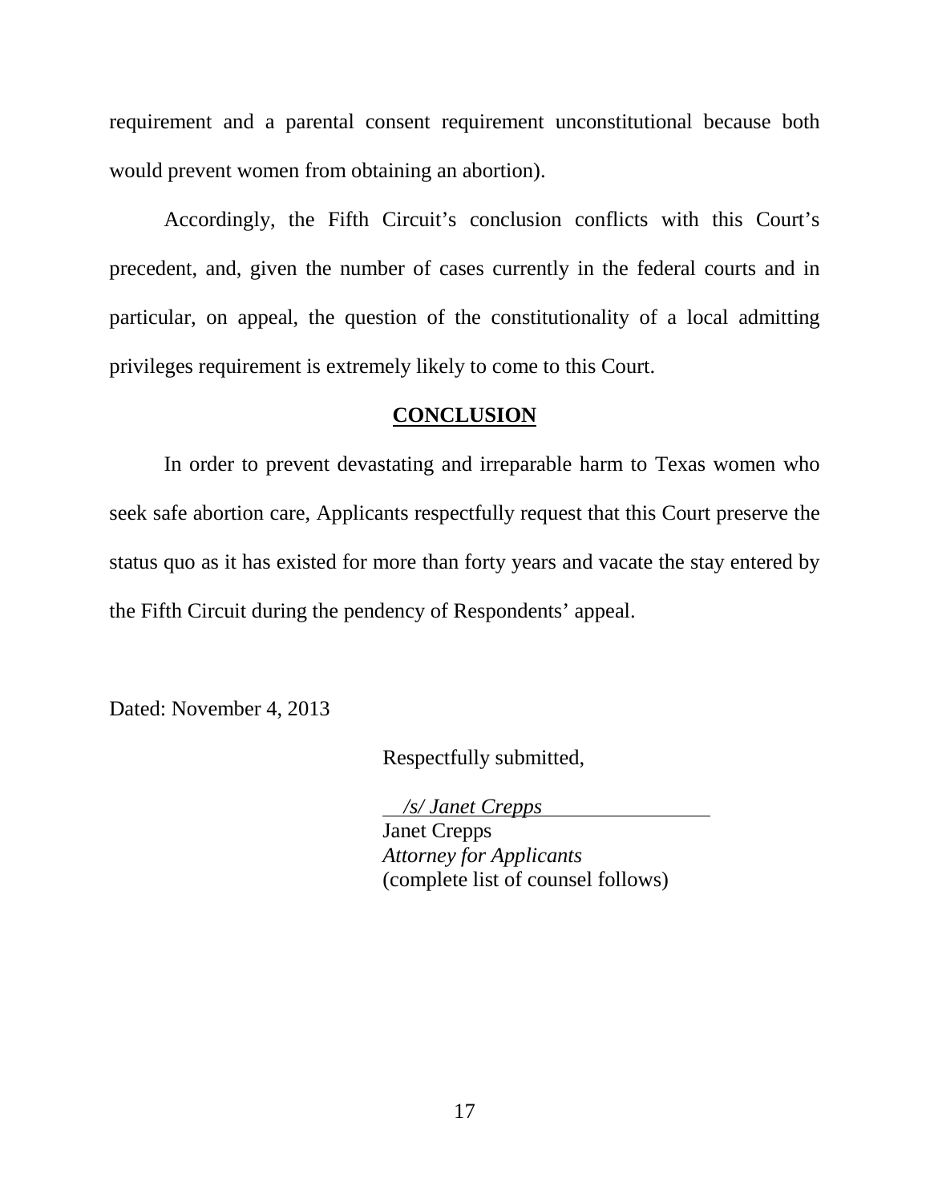requirement and a parental consent requirement unconstitutional because both would prevent women from obtaining an abortion).

Accordingly, the Fifth Circuit's conclusion conflicts with this Court's precedent, and, given the number of cases currently in the federal courts and in particular, on appeal, the question of the constitutionality of a local admitting privileges requirement is extremely likely to come to this Court.

## CONCLUSION

In order to prevent devastating and irreparable harm to Texas women who seek safe abortion care, Applicants respectfully request that this Court preserve the status quo as it has existed for more than forty years and vacate the stay entered by the Fifth Circuit during the pendency of Respondents' appeal.

Dated: November 4, 2013

Respectfully submitted,

*/s/ Janet Crepps*
Janet Crepps
*Attorney for Applicants*
(complete list of counsel follows)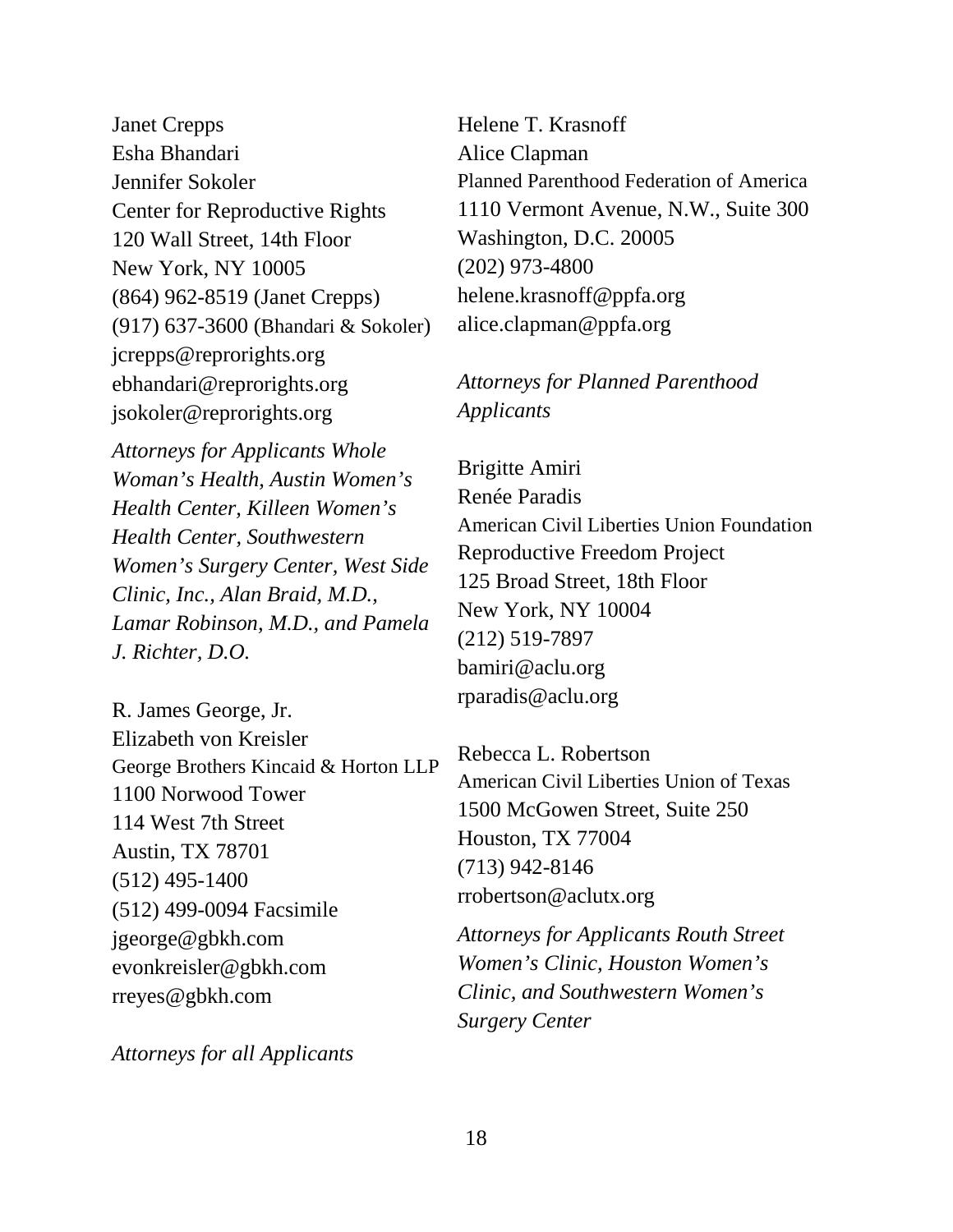Janet Crepps
Esha Bhandari
Jennifer Sokoler
Center for Reproductive Rights
120 Wall Street, 14th Floor
New York, NY 10005
(864) 962-8519 (Janet Crepps)
(917) 637-3600 (Bhandari & Sokoler)
jcrepps@reprorights.org
ebhandari@reprorights.org
jsokoler@reprorights.org

*Attorneys for Applicants Whole Woman's Health, Austin Women's Health Center, Killeen Women's Health Center, Southwestern Women's Surgery Center, West Side Clinic, Inc., Alan Braid, M.D., Lamar Robinson, M.D., and Pamela J. Richter, D.O.*

R. James George, Jr.
Elizabeth von Kreisler
George Brothers Kincaid & Horton LLP
1100 Norwood Tower
114 West 7th Street
Austin, TX 78701
(512) 495-1400
(512) 499-0094 Facsimile
jgeorge@gbkh.com
evonkreisler@gbkh.com
rreyes@gbkh.com

*Attorneys for all Applicants*

Helene T. Krasnoff
Alice Clapman
Planned Parenthood Federation of America
1110 Vermont Avenue, N.W., Suite 300
Washington, D.C. 20005
(202) 973-4800
helene.krasnoff@ppfa.org
alice.clapman@ppfa.org

*Attorneys for Planned Parenthood Applicants*

Brigitte Amiri
Renée Paradis
American Civil Liberties Union Foundation
Reproductive Freedom Project
125 Broad Street, 18th Floor
New York, NY 10004
(212) 519-7897
bamiri@aclu.org
rparadis@aclu.org

Rebecca L. Robertson
American Civil Liberties Union of Texas
1500 McGowen Street, Suite 250
Houston, TX 77004
(713) 942-8146
rrobertson@aclutx.org

*Attorneys for Applicants Routh Street Women's Clinic, Houston Women's Clinic, and Southwestern Women's Surgery Center*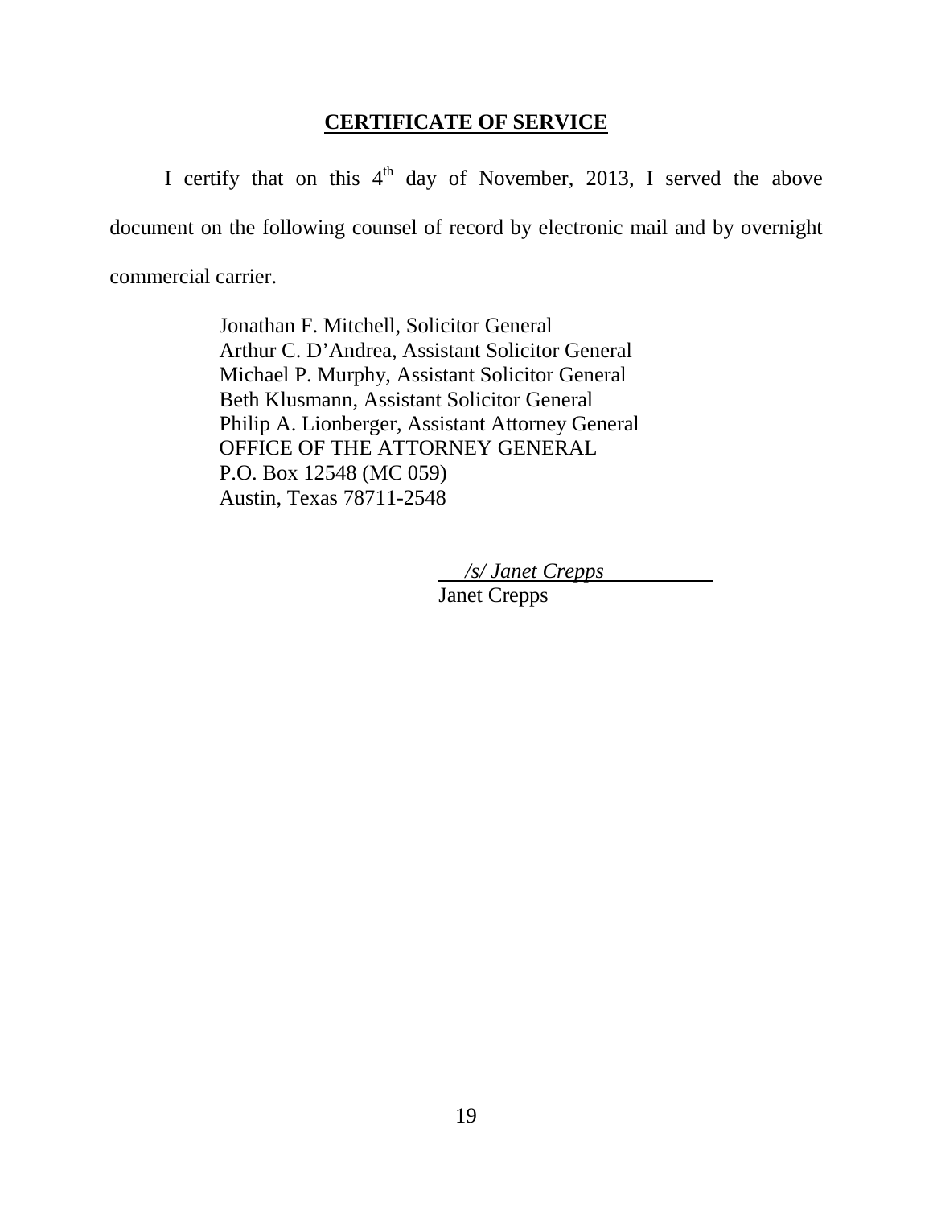## CERTIFICATE OF SERVICE

I certify that on this 4th day of November, 2013, I served the above document on the following counsel of record by electronic mail and by overnight commercial carrier.

Jonathan F. Mitchell, Solicitor General
Arthur C. D'Andrea, Assistant Solicitor General
Michael P. Murphy, Assistant Solicitor General
Beth Klusmann, Assistant Solicitor General
Philip A. Lionberger, Assistant Attorney General
OFFICE OF THE ATTORNEY GENERAL
P.O. Box 12548 (MC 059)
Austin, Texas 78711-2548

*/s/ Janet Crepps*
Janet Crepps